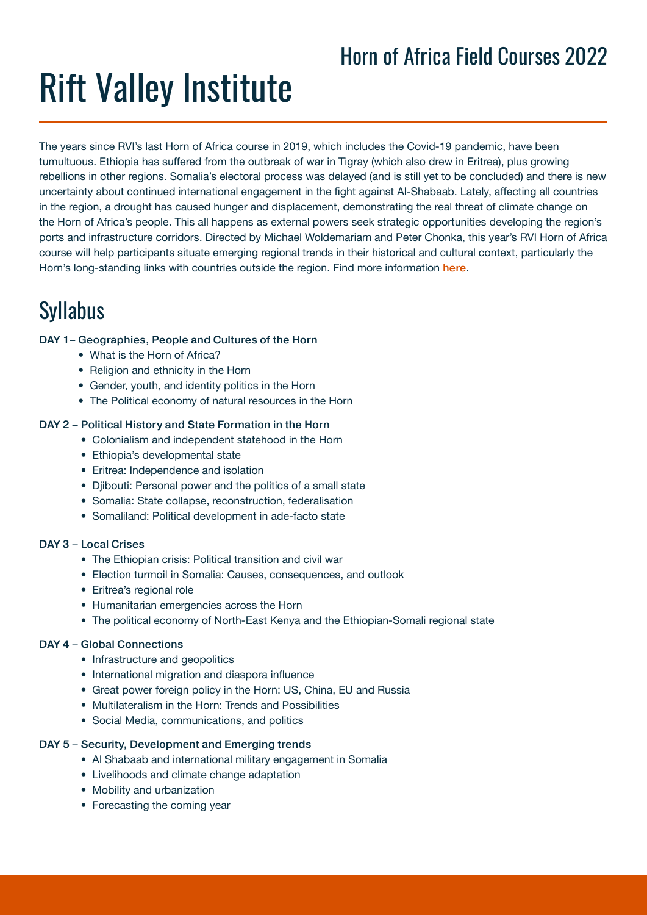## Horn of Africa Field Courses 2022

# Rift Valley Institute

The years since RVI's last Horn of Africa course in 2019, which includes the Covid-19 pandemic, have been tumultuous. Ethiopia has suffered from the outbreak of war in Tigray (which also drew in Eritrea), plus growing rebellions in other regions. Somalia's electoral process was delayed (and is still yet to be concluded) and there is new uncertainty about continued international engagement in the fight against Al-Shabaab. Lately, affecting all countries in the region, a drought has caused hunger and displacement, demonstrating the real threat of climate change on the Horn of Africa's people. This all happens as external powers seek strategic opportunities developing the region's ports and infrastructure corridors. Directed by Michael Woldemariam and Peter Chonka, this year's RVI Horn of Africa course will help participants situate emerging regional trends in their historical and cultural context, particularly the Horn's long-standing links with countries outside the region. Find more information **here**.

# Syllabus

**DAY 1– Geographies, People and Cultures of the Horn**

- What is the Horn of Africa?
- Religion and ethnicity in the Horn
- Gender, youth, and identity politics in the Horn
- The Political economy of natural resources in the Horn

**DAY 2 – Political History and State Formation in the Horn**

- Colonialism and independent statehood in the Horn
- Ethiopia's developmental state
- Eritrea: Independence and isolation
- Djibouti: Personal power and the politics of a small state
- Somalia: State collapse, reconstruction, federalisation
- Somaliland: Political development in ade-facto state

**DAY 3 – Local Crises**

- The Ethiopian crisis: Political transition and civil war
- Election turmoil in Somalia: Causes, consequences, and outlook
- Eritrea's regional role
- Humanitarian emergencies across the Horn
- The political economy of North-East Kenya and the Ethiopian-Somali regional state

**DAY 4 – Global Connections**

- Infrastructure and geopolitics
- International migration and diaspora influence
- Great power foreign policy in the Horn: US, China, EU and Russia
- Multilateralism in the Horn: Trends and Possibilities
- Social Media, communications, and politics

**DAY 5 – Security, Development and Emerging trends**

- Al Shabaab and international military engagement in Somalia
- Livelihoods and climate change adaptation
- Mobility and urbanization
- Forecasting the coming year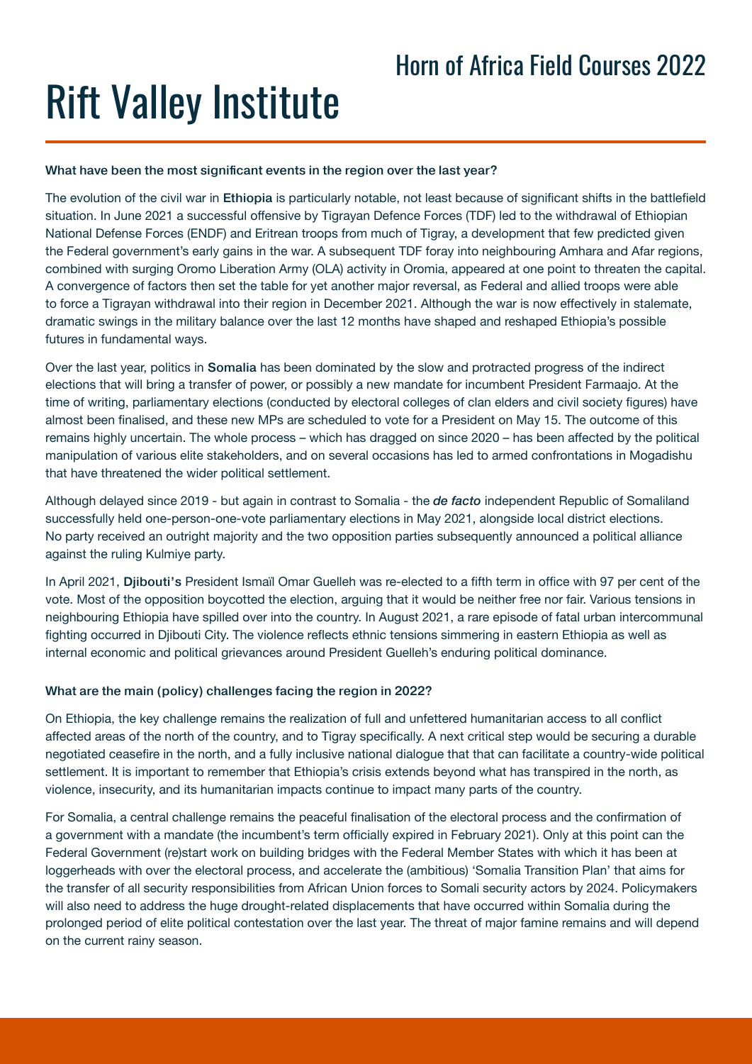### What have been the most significant events in the region over the last year?

The evolution of the civil war in **Ethiopia** is particularly notable, not least because of significant shifts in the battlefield situation. In June 2021 a successful offensive by Tigrayan Defence Forces (TDF) led to the withdrawal of Ethiopian National Defense Forces (ENDF) and Eritrean troops from much of Tigray, a development that few predicted given the Federal government's early gains in the war. A subsequent TDF foray into neighbouring Amhara and Afar regions, combined with surging Oromo Liberation Army (OLA) activity in Oromia, appeared at one point to threaten the capital. A convergence of factors then set the table for yet another major reversal, as Federal and allied troops were able to force a Tigrayan withdrawal into their region in December 2021. Although the war is now effectively in stalemate, dramatic swings in the military balance over the last 12 months have shaped and reshaped Ethiopia's possible futures in fundamental ways.

Over the last year, politics in **Somalia** has been dominated by the slow and protracted progress of the indirect elections that will bring a transfer of power, or possibly a new mandate for incumbent President Farmaajo. At the time of writing, parliamentary elections (conducted by electoral colleges of clan elders and civil society figures) have almost been finalised, and these new MPs are scheduled to vote for a President on May 15. The outcome of this remains highly uncertain. The whole process – which has dragged on since 2020 – has been affected by the political manipulation of various elite stakeholders, and on several occasions has led to armed confrontations in Mogadishu that have threatened the wider political settlement.

Although delayed since 2019 - but again in contrast to Somalia - the ***de facto*** independent Republic of Somaliland successfully held one-person-one-vote parliamentary elections in May 2021, alongside local district elections. No party received an outright majority and the two opposition parties subsequently announced a political alliance against the ruling Kulmiye party.

In April 2021, **Djibouti's** President Ismaïl Omar Guelleh was re-elected to a fifth term in office with 97 per cent of the vote. Most of the opposition boycotted the election, arguing that it would be neither free nor fair. Various tensions in neighbouring Ethiopia have spilled over into the country. In August 2021, a rare episode of fatal urban intercommunal fighting occurred in Djibouti City. The violence reflects ethnic tensions simmering in eastern Ethiopia as well as internal economic and political grievances around President Guelleh's enduring political dominance.

### What are the main (policy) challenges facing the region in 2022?

On Ethiopia, the key challenge remains the realization of full and unfettered humanitarian access to all conflict affected areas of the north of the country, and to Tigray specifically. A next critical step would be securing a durable negotiated ceasefire in the north, and a fully inclusive national dialogue that that can facilitate a country-wide political settlement. It is important to remember that Ethiopia's crisis extends beyond what has transpired in the north, as violence, insecurity, and its humanitarian impacts continue to impact many parts of the country.

For Somalia, a central challenge remains the peaceful finalisation of the electoral process and the confirmation of a government with a mandate (the incumbent's term officially expired in February 2021). Only at this point can the Federal Government (re)start work on building bridges with the Federal Member States with which it has been at loggerheads with over the electoral process, and accelerate the (ambitious) 'Somalia Transition Plan' that aims for the transfer of all security responsibilities from African Union forces to Somali security actors by 2024. Policymakers will also need to address the huge drought-related displacements that have occurred within Somalia during the prolonged period of elite political contestation over the last year. The threat of major famine remains and will depend on the current rainy season.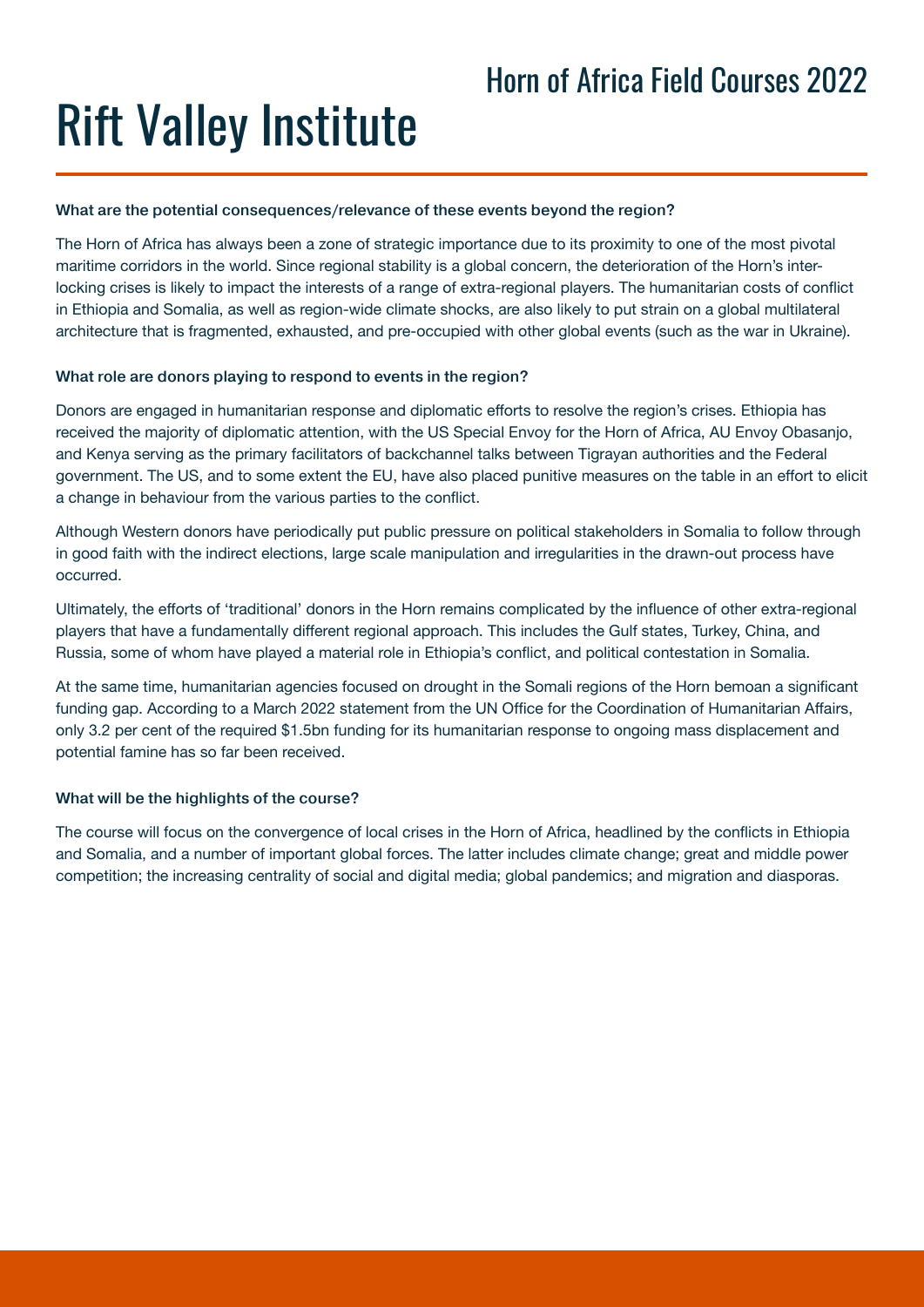### What are the potential consequences/relevance of these events beyond the region?

The Horn of Africa has always been a zone of strategic importance due to its proximity to one of the most pivotal maritime corridors in the world. Since regional stability is a global concern, the deterioration of the Horn's interlocking crises is likely to impact the interests of a range of extra-regional players. The humanitarian costs of conflict in Ethiopia and Somalia, as well as region-wide climate shocks, are also likely to put strain on a global multilateral architecture that is fragmented, exhausted, and pre-occupied with other global events (such as the war in Ukraine).

### What role are donors playing to respond to events in the region?

Donors are engaged in humanitarian response and diplomatic efforts to resolve the region's crises. Ethiopia has received the majority of diplomatic attention, with the US Special Envoy for the Horn of Africa, AU Envoy Obasanjo, and Kenya serving as the primary facilitators of backchannel talks between Tigrayan authorities and the Federal government. The US, and to some extent the EU, have also placed punitive measures on the table in an effort to elicit a change in behaviour from the various parties to the conflict.

Although Western donors have periodically put public pressure on political stakeholders in Somalia to follow through in good faith with the indirect elections, large scale manipulation and irregularities in the drawn-out process have occurred.

Ultimately, the efforts of 'traditional' donors in the Horn remains complicated by the influence of other extra-regional players that have a fundamentally different regional approach. This includes the Gulf states, Turkey, China, and Russia, some of whom have played a material role in Ethiopia's conflict, and political contestation in Somalia.

At the same time, humanitarian agencies focused on drought in the Somali regions of the Horn bemoan a significant funding gap. According to a March 2022 statement from the UN Office for the Coordination of Humanitarian Affairs, only 3.2 per cent of the required $1.5bn funding for its humanitarian response to ongoing mass displacement and potential famine has so far been received.

### What will be the highlights of the course?

The course will focus on the convergence of local crises in the Horn of Africa, headlined by the conflicts in Ethiopia and Somalia, and a number of important global forces. The latter includes climate change; great and middle power competition; the increasing centrality of social and digital media; global pandemics; and migration and diasporas.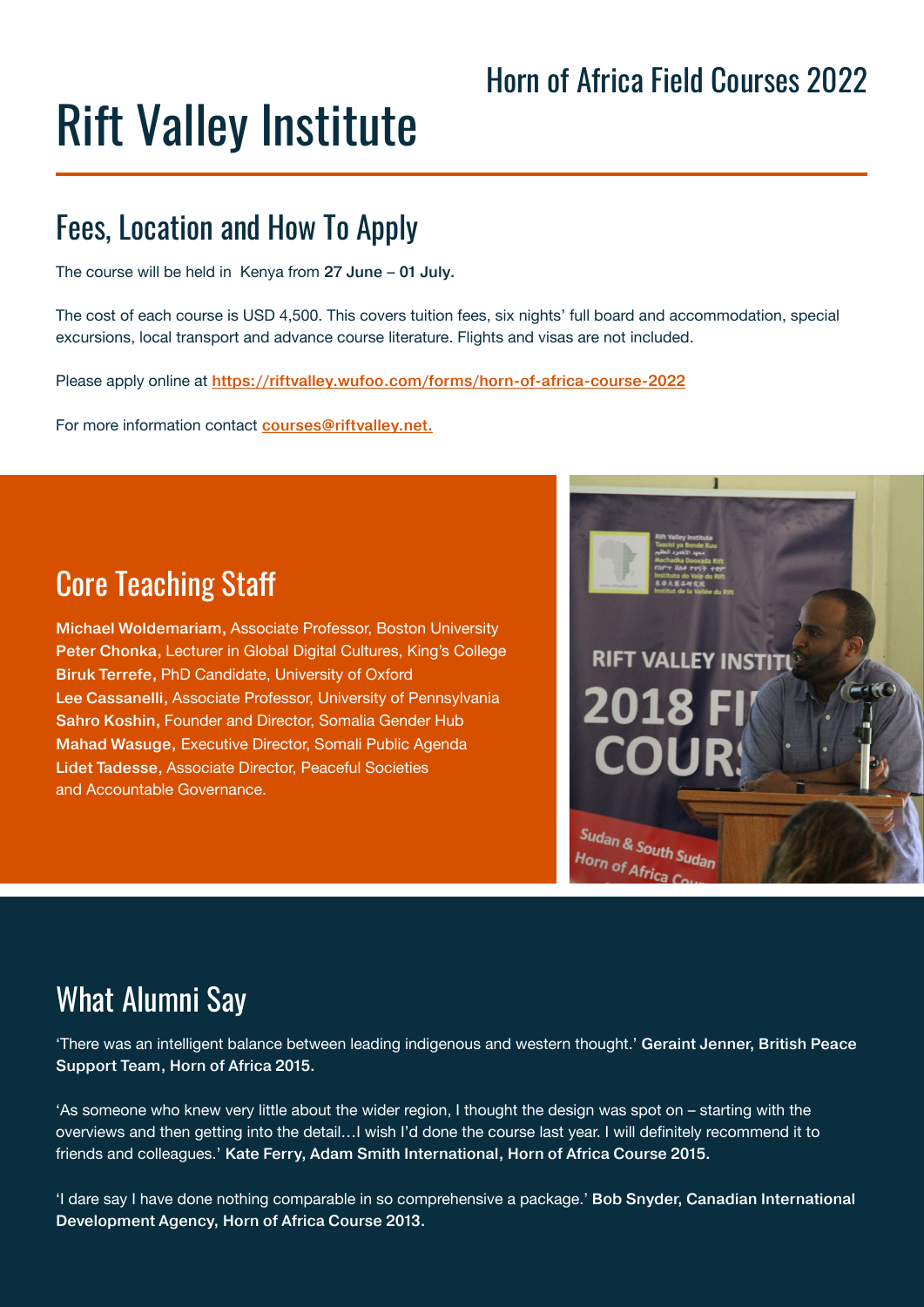Horn of Africa Field Courses 2022

# Rift Valley Institute

## Fees, Location and How To Apply

The course will be held in Kenya from **27 June – 01 July.**

The cost of each course is USD 4,500. This covers tuition fees, six nights' full board and accommodation, special excursions, local transport and advance course literature. Flights and visas are not included.

Please apply online at https://riftvalley.wufoo.com/forms/horn-of-africa-course-2022

For more information contact courses@riftvalley.net.

## Core Teaching Staff

**Michael Woldemariam,** Associate Professor, Boston University
**Peter Chonka,** Lecturer in Global Digital Cultures, King's College
**Biruk Terrefe,** PhD Candidate, University of Oxford
**Lee Cassanelli,** Associate Professor, University of Pennsylvania
**Sahro Koshin,** Founder and Director, Somalia Gender Hub
**Mahad Wasuge,** Executive Director, Somali Public Agenda
**Lidet Tadesse,** Associate Director, Peaceful Societies and Accountable Governance.

## What Alumni Say

'There was an intelligent balance between leading indigenous and western thought.' **Geraint Jenner, British Peace Support Team, Horn of Africa 2015.**

'As someone who knew very little about the wider region, I thought the design was spot on – starting with the overviews and then getting into the detail…I wish I'd done the course last year. I will definitely recommend it to friends and colleagues.' **Kate Ferry, Adam Smith International, Horn of Africa Course 2015.**

'I dare say I have done nothing comparable in so comprehensive a package.' **Bob Snyder, Canadian International Development Agency, Horn of Africa Course 2013.**